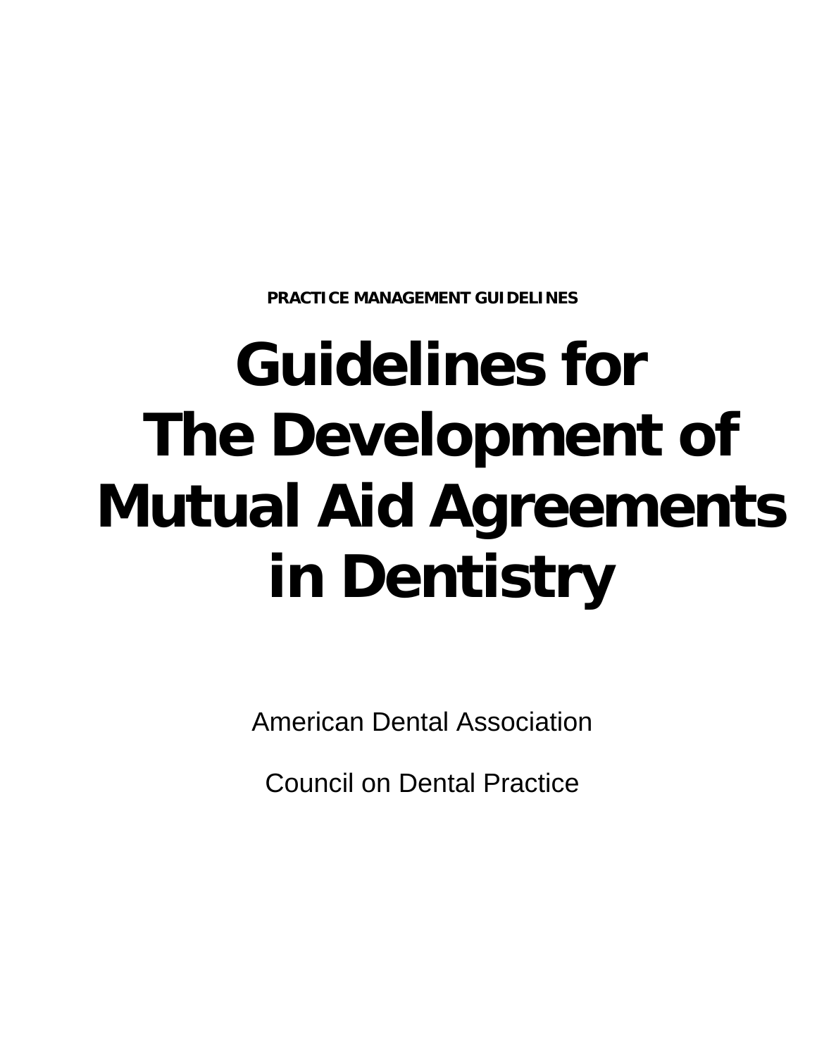**PRACTICE MANAGEMENT GUIDELINES**

# Guidelines for The Development of Mutual Aid Agreements in Dentistry

American Dental Association

Council on Dental Practice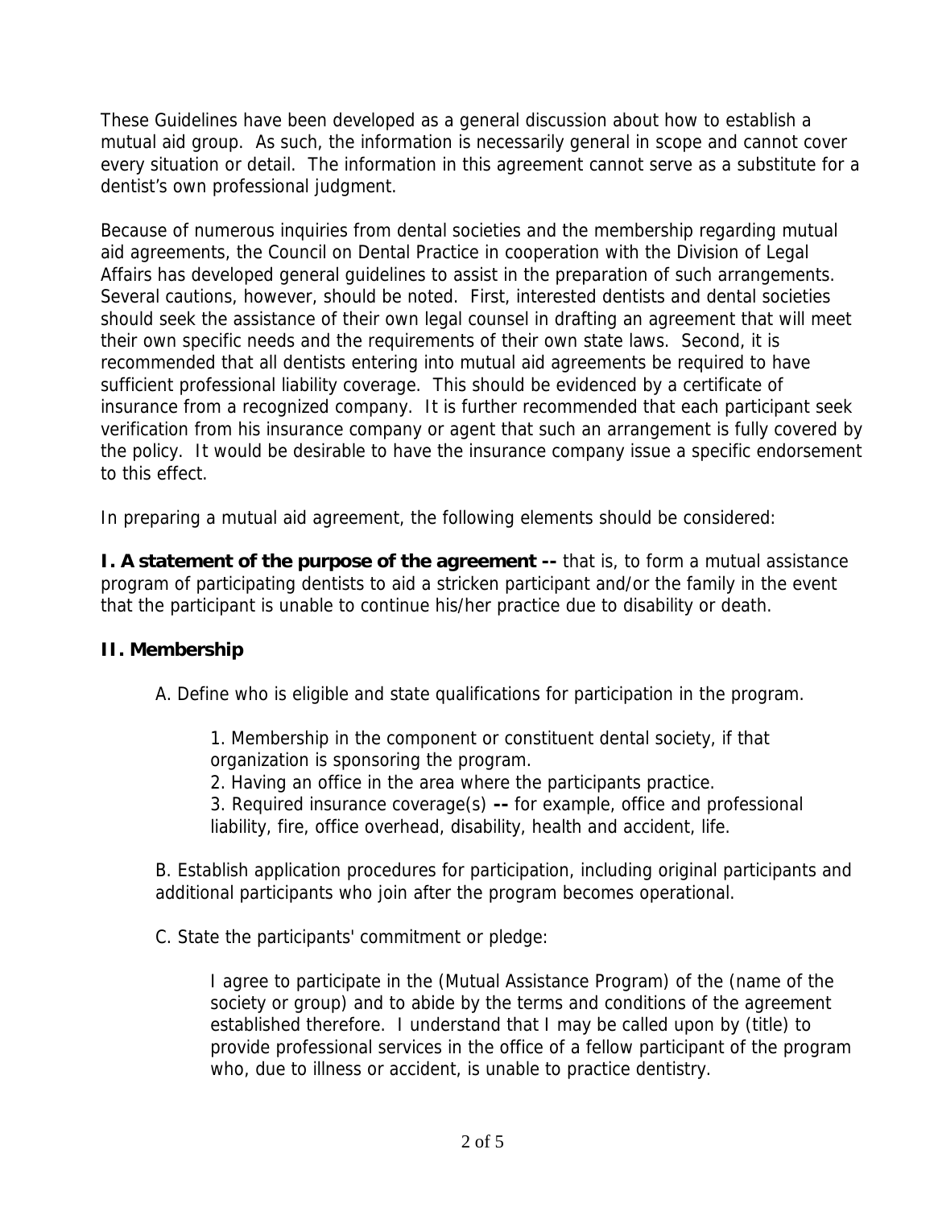These Guidelines have been developed as a general discussion about how to establish a mutual aid group. As such, the information is necessarily general in scope and cannot cover every situation or detail. The information in this agreement cannot serve as a substitute for a dentist's own professional judgment.

Because of numerous inquiries from dental societies and the membership regarding mutual aid agreements, the Council on Dental Practice in cooperation with the Division of Legal Affairs has developed general guidelines to assist in the preparation of such arrangements. Several cautions, however, should be noted. First, interested dentists and dental societies should seek the assistance of their own legal counsel in drafting an agreement that will meet their own specific needs and the requirements of their own state laws. Second, it is recommended that all dentists entering into mutual aid agreements be required to have sufficient professional liability coverage. This should be evidenced by a certificate of insurance from a recognized company. It is further recommended that each participant seek verification from his insurance company or agent that such an arrangement is fully covered by the policy. It would be desirable to have the insurance company issue a specific endorsement to this effect.

In preparing a mutual aid agreement, the following elements should be considered:

**I. A statement of the purpose of the agreement --** that is, to form a mutual assistance program of participating dentists to aid a stricken participant and/or the family in the event that the participant is unable to continue his/her practice due to disability or death.

**II. Membership**

A. Define who is eligible and state qualifications for participation in the program.

1. Membership in the component or constituent dental society, if that organization is sponsoring the program.
2. Having an office in the area where the participants practice.
3. Required insurance coverage(s) **--** for example, office and professional liability, fire, office overhead, disability, health and accident, life.

B. Establish application procedures for participation, including original participants and additional participants who join after the program becomes operational.

C. State the participants' commitment or pledge:

> I agree to participate in the (Mutual Assistance Program) of the (name of the society or group) and to abide by the terms and conditions of the agreement established therefore. I understand that I may be called upon by (title) to provide professional services in the office of a fellow participant of the program who, due to illness or accident, is unable to practice dentistry.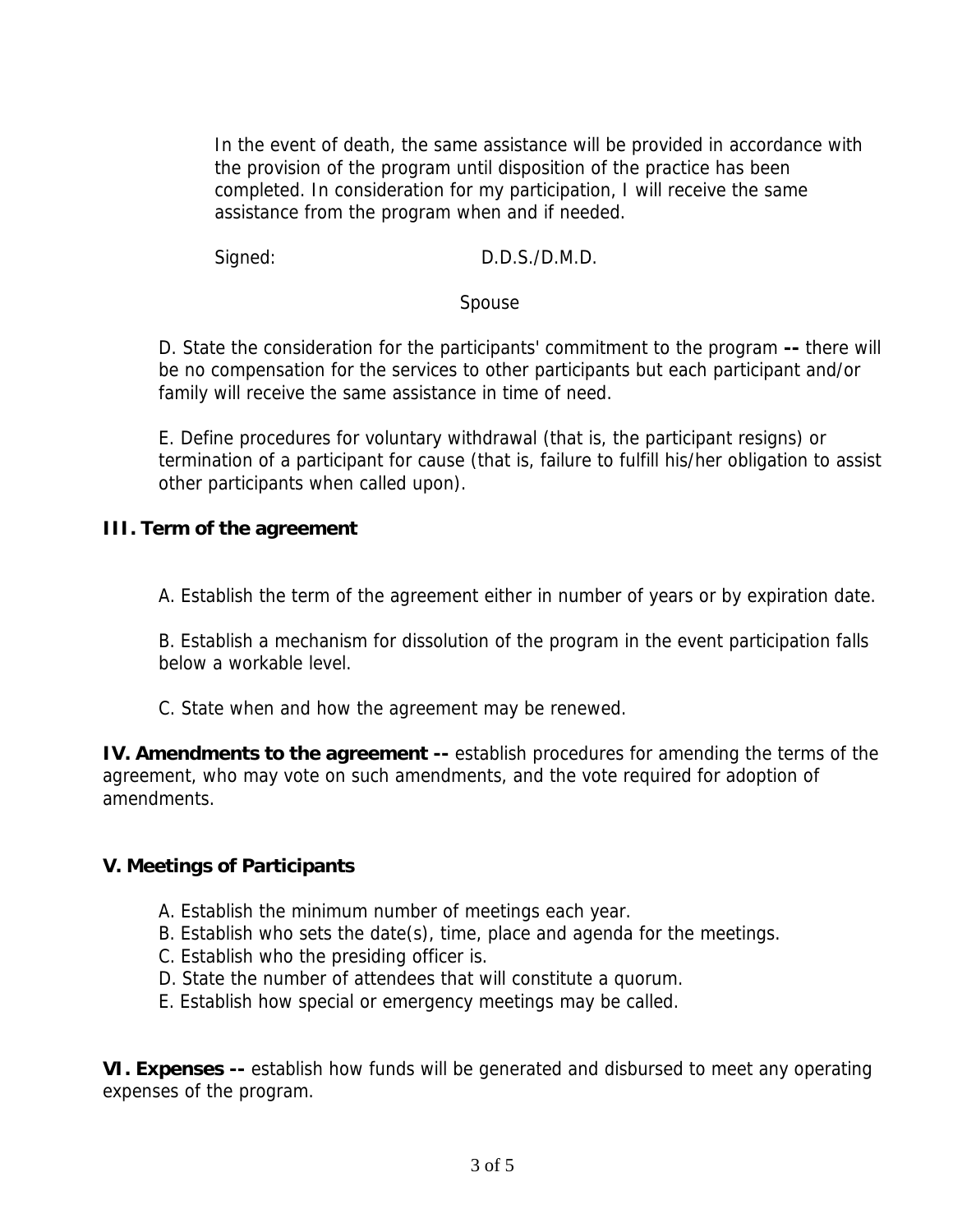In the event of death, the same assistance will be provided in accordance with the provision of the program until disposition of the practice has been completed. In consideration for my participation, I will receive the same assistance from the program when and if needed.

Signed: D.D.S./D.M.D.

Spouse

D. State the consideration for the participants' commitment to the program **--** there will be no compensation for the services to other participants but each participant and/or family will receive the same assistance in time of need.

E. Define procedures for voluntary withdrawal (that is, the participant resigns) or termination of a participant for cause (that is, failure to fulfill his/her obligation to assist other participants when called upon).

**III. Term of the agreement**

A. Establish the term of the agreement either in number of years or by expiration date.

B. Establish a mechanism for dissolution of the program in the event participation falls below a workable level.

C. State when and how the agreement may be renewed.

**IV. Amendments to the agreement --** establish procedures for amending the terms of the agreement, who may vote on such amendments, and the vote required for adoption of amendments.

**V. Meetings of Participants**

A. Establish the minimum number of meetings each year.
B. Establish who sets the date(s), time, place and agenda for the meetings.
C. Establish who the presiding officer is.
D. State the number of attendees that will constitute a quorum.
E. Establish how special or emergency meetings may be called.

**VI. Expenses --** establish how funds will be generated and disbursed to meet any operating expenses of the program.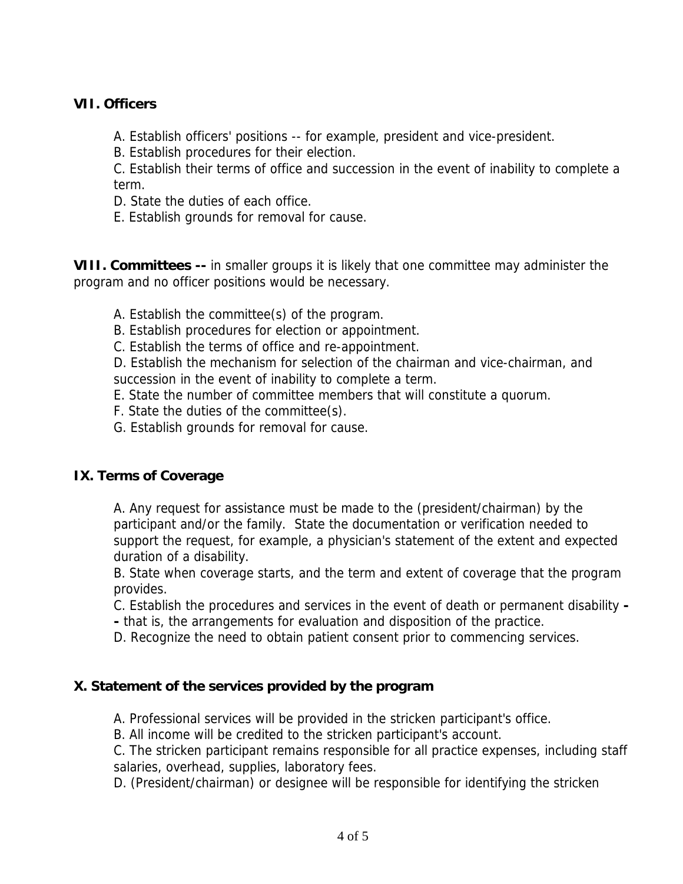**VII. Officers**

A. Establish officers' positions -- for example, president and vice-president.
B. Establish procedures for their election.
C. Establish their terms of office and succession in the event of inability to complete a term.
D. State the duties of each office.
E. Establish grounds for removal for cause.

**VIII. Committees --** in smaller groups it is likely that one committee may administer the program and no officer positions would be necessary.

A. Establish the committee(s) of the program.
B. Establish procedures for election or appointment.
C. Establish the terms of office and re-appointment.
D. Establish the mechanism for selection of the chairman and vice-chairman, and succession in the event of inability to complete a term.
E. State the number of committee members that will constitute a quorum.
F. State the duties of the committee(s).
G. Establish grounds for removal for cause.

**IX. Terms of Coverage**

A. Any request for assistance must be made to the (president/chairman) by the participant and/or the family. State the documentation or verification needed to support the request, for example, a physician's statement of the extent and expected duration of a disability.
B. State when coverage starts, and the term and extent of coverage that the program provides.
C. Establish the procedures and services in the event of death or permanent disability **--** that is, the arrangements for evaluation and disposition of the practice.
D. Recognize the need to obtain patient consent prior to commencing services.

**X. Statement of the services provided by the program**

A. Professional services will be provided in the stricken participant's office.
B. All income will be credited to the stricken participant's account.
C. The stricken participant remains responsible for all practice expenses, including staff salaries, overhead, supplies, laboratory fees.
D. (President/chairman) or designee will be responsible for identifying the stricken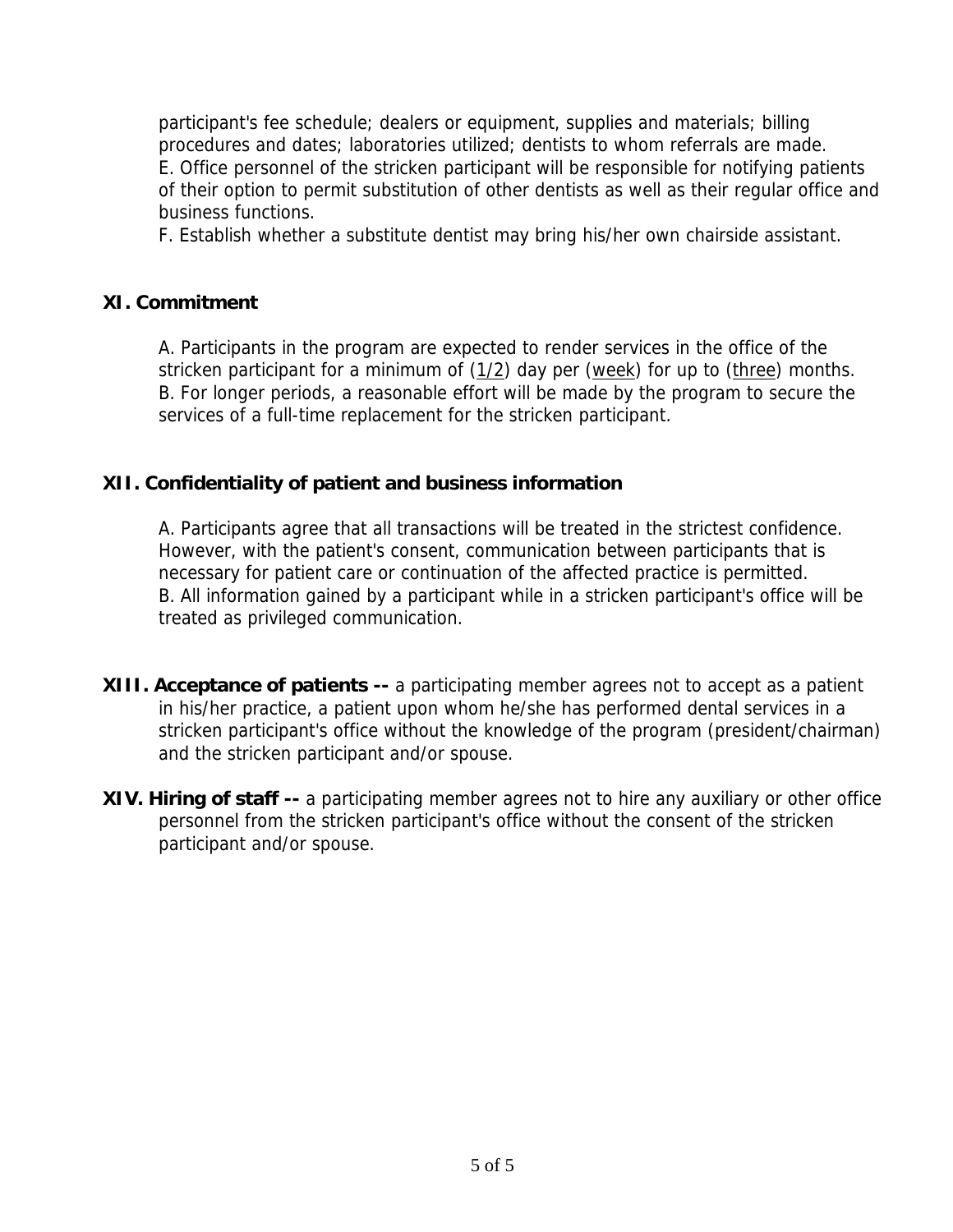participant's fee schedule; dealers or equipment, supplies and materials; billing procedures and dates; laboratories utilized; dentists to whom referrals are made.

E. Office personnel of the stricken participant will be responsible for notifying patients of their option to permit substitution of other dentists as well as their regular office and business functions.

F. Establish whether a substitute dentist may bring his/her own chairside assistant.

## XI. Commitment

A. Participants in the program are expected to render services in the office of the stricken participant for a minimum of (<u>1/2</u>) day per (<u>week</u>) for up to (<u>three</u>) months.

B. For longer periods, a reasonable effort will be made by the program to secure the services of a full-time replacement for the stricken participant.

## XII. Confidentiality of patient and business information

A. Participants agree that all transactions will be treated in the strictest confidence. However, with the patient's consent, communication between participants that is necessary for patient care or continuation of the affected practice is permitted.

B. All information gained by a participant while in a stricken participant's office will be treated as privileged communication.

**XIII. Acceptance of patients --** a participating member agrees not to accept as a patient in his/her practice, a patient upon whom he/she has performed dental services in a stricken participant's office without the knowledge of the program (president/chairman) and the stricken participant and/or spouse.

**XIV. Hiring of staff --** a participating member agrees not to hire any auxiliary or other office personnel from the stricken participant's office without the consent of the stricken participant and/or spouse.